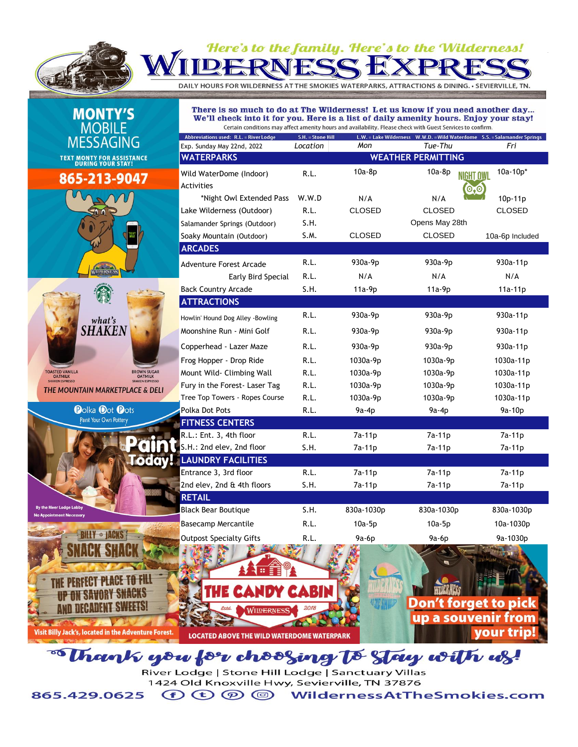*Here's to the family. Here's to the Wilderness!*

# WILDERNESS EXPRESS

DAILY HOURS FOR WILDERNESS AT THE SMOKIES WATERPARKS, ATTRACTIONS & DINING. • SEVIERVILLE, TN.

**There is so much to do at The Wilderness! Let us know if you need another day... We'll check into it for you. Here is a list of daily amenity hours. Enjoy your stay!**

Certain conditions may affect amenity hours and availability. Please check with Guest Services to confirm.

Abbreviations used: R.L. = River Lodge S.H. = Stone Hill L.W. = Lake Wilderness W.W.D. = Wild Waterdome S.S. = Salamander Springs

| Exp. Sunday May 22nd, 2022 | Location | Mon | Tue-Thu | Fri |
|---|---|---|---|---|
| **WATERPARKS** | | **WEATHER PERMITTING** | | |
| Wild WaterDome (Indoor) Activities | R.L. | 10a-8p | 10a-8p | 10a-10p* |
| *Night Owl Extended Pass | W.W.D | N/A | N/A | 10p-11p |
| Lake Wilderness (Outdoor) | R.L. | CLOSED | CLOSED | CLOSED |
| Salamander Springs (Outdoor) | S.H. | | Opens May 28th | |
| Soaky Mountain (Outdoor) | S.M. | CLOSED | CLOSED | 10a-6p Included |
| **ARCADES** | | | | |
| Adventure Forest Arcade | R.L. | 930a-9p | 930a-9p | 930a-11p |
| Early Bird Special | R.L. | N/A | N/A | N/A |
| Back Country Arcade | S.H. | 11a-9p | 11a-9p | 11a-11p |
| **ATTRACTIONS** | | | | |
| Howlin' Hound Dog Alley -Bowling | R.L. | 930a-9p | 930a-9p | 930a-11p |
| Moonshine Run - Mini Golf | R.L. | 930a-9p | 930a-9p | 930a-11p |
| Copperhead - Lazer Maze | R.L. | 930a-9p | 930a-9p | 930a-11p |
| Frog Hopper - Drop Ride | R.L. | 1030a-9p | 1030a-9p | 1030a-11p |
| Mount Wild- Climbing Wall | R.L. | 1030a-9p | 1030a-9p | 1030a-11p |
| Fury in the Forest- Laser Tag | R.L. | 1030a-9p | 1030a-9p | 1030a-11p |
| Tree Top Towers - Ropes Course | R.L. | 1030a-9p | 1030a-9p | 1030a-11p |
| Polka Dot Pots | R.L. | 9a-4p | 9a-4p | 9a-10p |
| **FITNESS CENTERS** | | | | |
| R.L.: Ent. 3, 4th floor | R.L. | 7a-11p | 7a-11p | 7a-11p |
| S.H.: 2nd elev, 2nd floor | S.H. | 7a-11p | 7a-11p | 7a-11p |
| **LAUNDRY FACILITIES** | | | | |
| Entrance 3, 3rd floor | R.L. | 7a-11p | 7a-11p | 7a-11p |
| 2nd elev, 2nd & 4th floors | S.H. | 7a-11p | 7a-11p | 7a-11p |
| **RETAIL** | | | | |
| Black Bear Boutique | S.H. | 830a-1030p | 830a-1030p | 830a-1030p |
| Basecamp Mercantile | R.L. | 10a-5p | 10a-5p | 10a-1030p |
| Outpost Specialty Gifts | R.L. | 9a-6p | 9a-6p | 9a-1030p |

## MONTY'S MOBILE MESSAGING

TEXT MONTY FOR ASSISTANCE DURING YOUR STAY!

**865-213-9047**

what's SHAKEN

TOASTED VANILLA OATMILK SHAKEN ESPRESSO — BROWN SUGAR OATMILK SHAKEN ESPRESSO

THE MOUNTAIN MARKETPLACE & DELI

Polka Dot Pots — Paint Your Own Pottery

Paint Today!

By the River Lodge Lobby. No Appointment Necessary

BILLY JACKS SNACK SHACK — THE PERFECT PLACE TO FILL UP ON SAVORY SNACKS AND DECADENT SWEETS!

Visit Billy Jack's, located in the Adventure Forest.

THE CANDY CABIN — Estd. WILDERNESS 2018

LOCATED ABOVE THE WILD WATERDOME WATERPARK

Don't forget to pick up a souvenir from your trip!

*Thank you for choosing to stay with us!*

River Lodge | Stone Hill Lodge | Sanctuary Villas

1424 Old Knoxville Hwy, Sevierville, TN 37876

865.429.0625 WildernessAtTheSmokies.com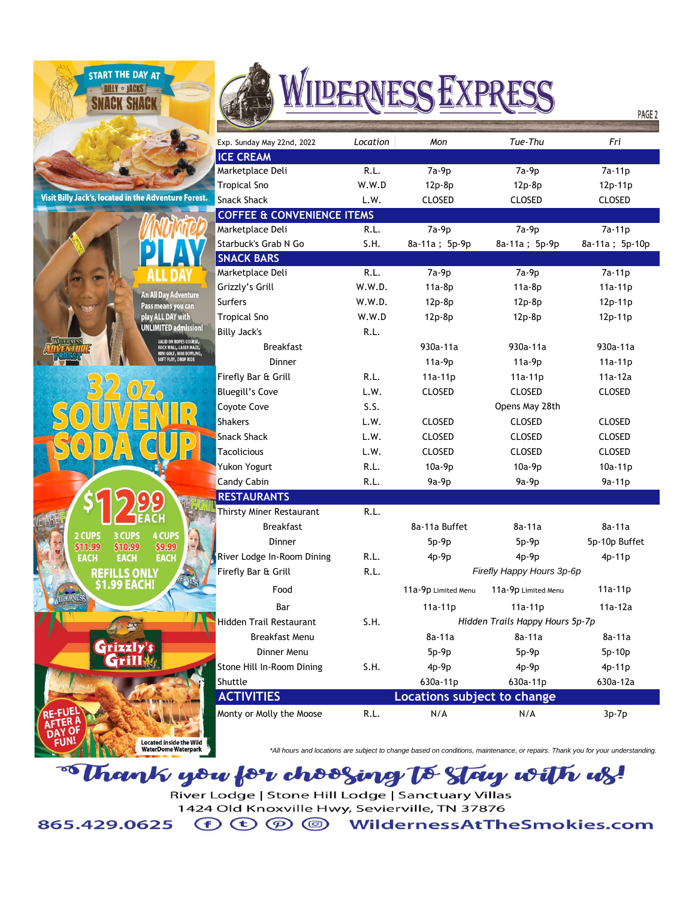START THE DAY AT BILLY JACKS SNACK SHACK

Visit Billy Jack's, located in the Adventure Forest.

Unlimited PLAY ALL DAY

An All Day Adventure Pass means you can play ALL DAY with UNLIMITED admission!

WILDERNESS ADVENTURE FOREST — VALID ON ROPES COURSE, ROCK WALL, LASER MAZE, MINI GOLF, MINI BOWLING, SOFT PLAY, DROP RIDE

32 OZ. SOUVENIR SODA CUP

$12.99 EACH

2 CUPS $11.99 EACH | 3 CUPS $10.99 EACH | 4 CUPS $9.99 EACH

REFILLS ONLY $1.99 EACH!

Grizzly's Grill

RE-FUEL AFTER A DAY OF FUN!

Located inside the Wild WaterDome Waterpark

# WILDERNESS EXPRESS

| Exp. Sunday May 22nd, 2022 | Location | Mon | Tue-Thu | Fri |
|---|---|---|---|---|
| **ICE CREAM** | | | | |
| Marketplace Deli | R.L. | 7a-9p | 7a-9p | 7a-11p |
| Tropical Sno | W.W.D | 12p-8p | 12p-8p | 12p-11p |
| Snack Shack | L.W. | CLOSED | CLOSED | CLOSED |
| **COFFEE & CONVENIENCE ITEMS** | | | | |
| Marketplace Deli | R.L. | 7a-9p | 7a-9p | 7a-11p |
| Starbuck's Grab N Go | S.H. | 8a-11a ; 5p-9p | 8a-11a ; 5p-9p | 8a-11a ; 5p-10p |
| **SNACK BARS** | | | | |
| Marketplace Deli | R.L. | 7a-9p | 7a-9p | 7a-11p |
| Grizzly's Grill | W.W.D. | 11a-8p | 11a-8p | 11a-11p |
| Surfers | W.W.D. | 12p-8p | 12p-8p | 12p-11p |
| Tropical Sno | W.W.D | 12p-8p | 12p-8p | 12p-11p |
| Billy Jack's | R.L. | | | |
| Breakfast | | 930a-11a | 930a-11a | 930a-11a |
| Dinner | | 11a-9p | 11a-9p | 11a-11p |
| Firefly Bar & Grill | R.L. | 11a-11p | 11a-11p | 11a-12a |
| Bluegill's Cove | L.W. | CLOSED | CLOSED | CLOSED |
| Coyote Cove | S.S. | | Opens May 28th | |
| Shakers | L.W. | CLOSED | CLOSED | CLOSED |
| Snack Shack | L.W. | CLOSED | CLOSED | CLOSED |
| Tacolicious | L.W. | CLOSED | CLOSED | CLOSED |
| Yukon Yogurt | R.L. | 10a-9p | 10a-9p | 10a-11p |
| Candy Cabin | R.L. | 9a-9p | 9a-9p | 9a-11p |
| **RESTAURANTS** | | | | |
| Thirsty Miner Restaurant | R.L. | | | |
| Breakfast | | 8a-11a Buffet | 8a-11a | 8a-11a |
| Dinner | | 5p-9p | 5p-9p | 5p-10p Buffet |
| River Lodge In-Room Dining | R.L. | 4p-9p | 4p-9p | 4p-11p |
| Firefly Bar & Grill | R.L. | | *Firefly Happy Hours 3p-6p* | |
| Food | | 11a-9p Limited Menu | 11a-9p Limited Menu | 11a-11p |
| Bar | | 11a-11p | 11a-11p | 11a-12a |
| Hidden Trail Restaurant | S.H. | | *Hidden Trails Happy Hours 5p-7p* | |
| Breakfast Menu | | 8a-11a | 8a-11a | 8a-11a |
| Dinner Menu | | 5p-9p | 5p-9p | 5p-10p |
| Stone Hill In-Room Dining | S.H. | 4p-9p | 4p-9p | 4p-11p |
| Shuttle | | 630a-11p | 630a-11p | 630a-12a |
| **ACTIVITIES** | | | **Locations subject to change** | |
| Monty or Molly the Moose | R.L. | N/A | N/A | 3p-7p |

*\*All hours and locations are subject to change based on conditions, maintenance, or repairs. Thank you for your understanding.*

Thank you for choosing to Stay with us!

River Lodge | Stone Hill Lodge | Sanctuary Villas

1424 Old Knoxville Hwy, Sevierville, TN 37876

865.429.0625 WildernessAtTheSmokies.com